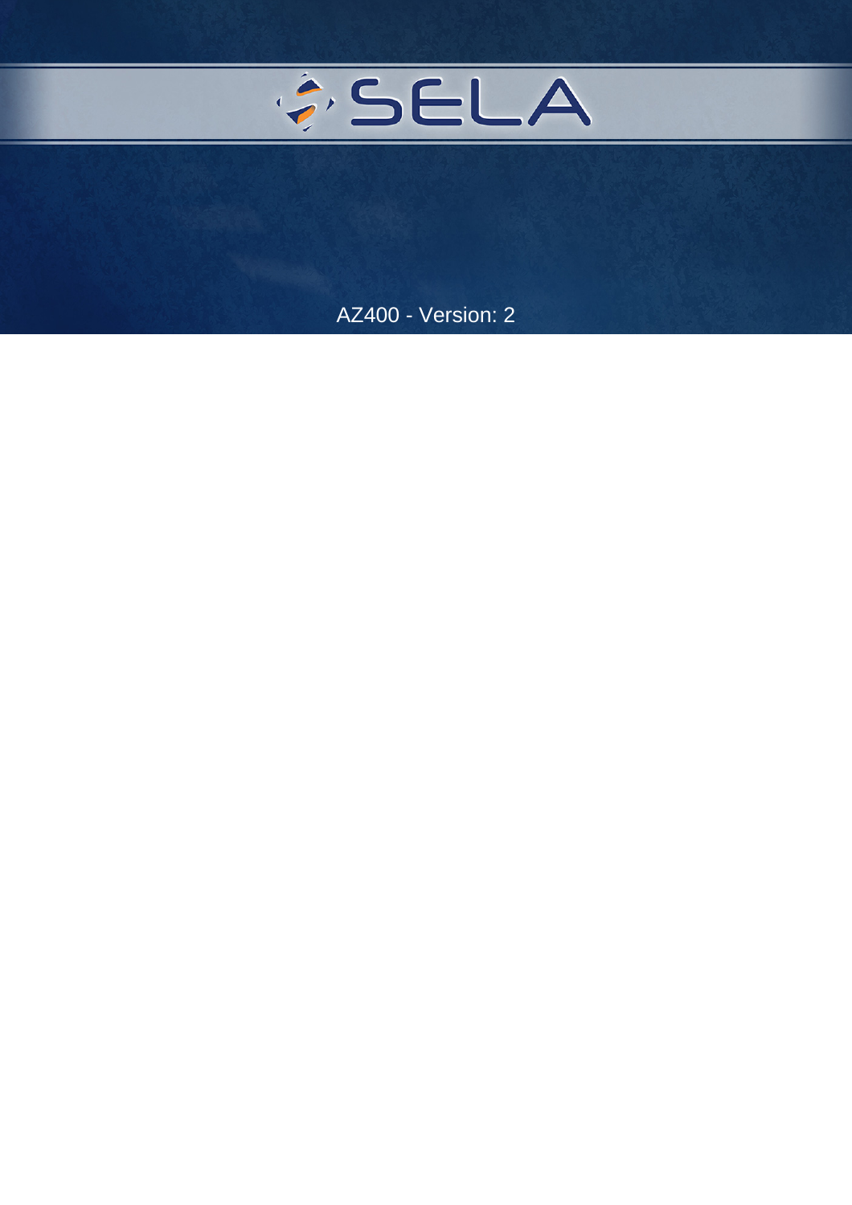# SELA

AZ400 - Version: 2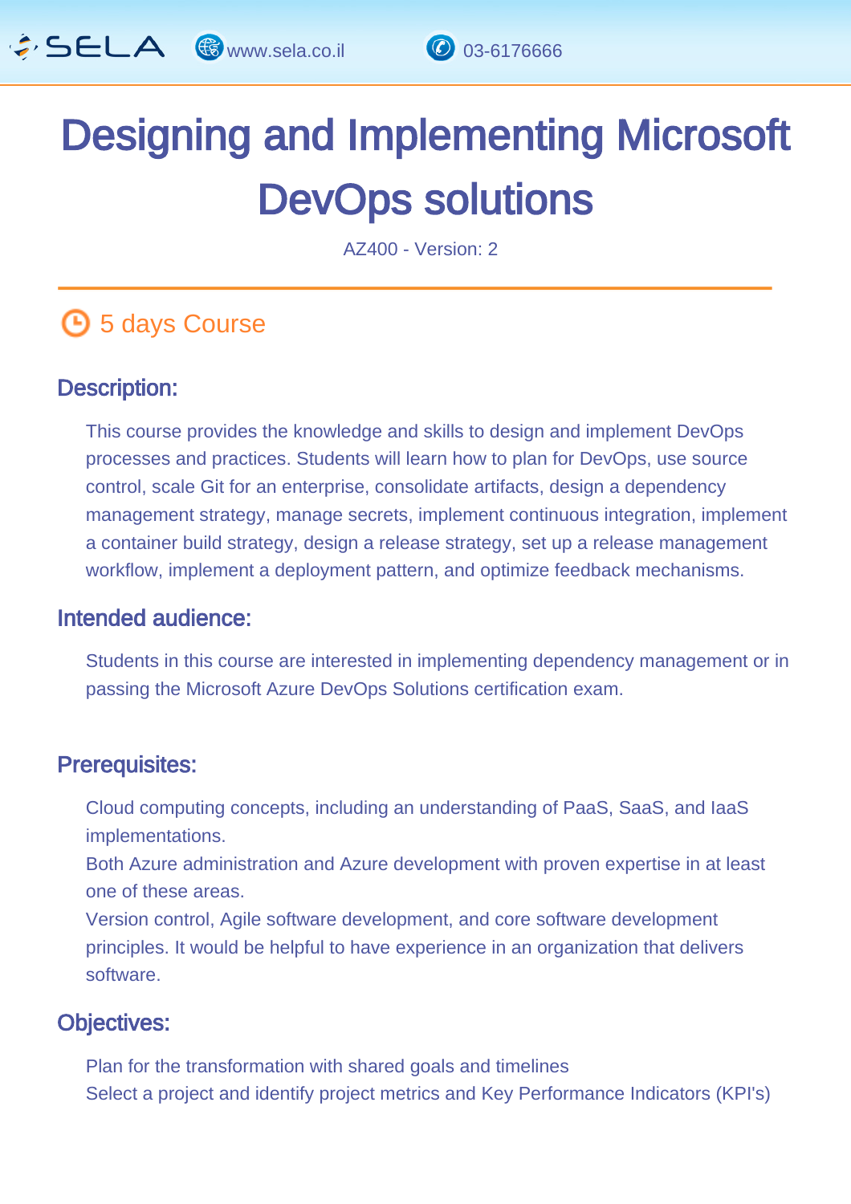# Designing and Implementing Microsoft DevOps solutions

AZ400 - Version: 2

## 5 days Course

### Description:

This course provides the knowledge and skills to design and implement DevOps processes and practices. Students will learn how to plan for DevOps, use source control, scale Git for an enterprise, consolidate artifacts, design a dependency management strategy, manage secrets, implement continuous integration, implement a container build strategy, design a release strategy, set up a release management workflow, implement a deployment pattern, and optimize feedback mechanisms.

### Intended audience:

Students in this course are interested in implementing dependency management or in passing the Microsoft Azure DevOps Solutions certification exam.

### Prerequisites:

Cloud computing concepts, including an understanding of PaaS, SaaS, and IaaS implementations.

Both Azure administration and Azure development with proven expertise in at least one of these areas.

Version control, Agile software development, and core software development principles. It would be helpful to have experience in an organization that delivers software.

### Objectives:

Plan for the transformation with shared goals and timelines

Select a project and identify project metrics and Key Performance Indicators (KPI's)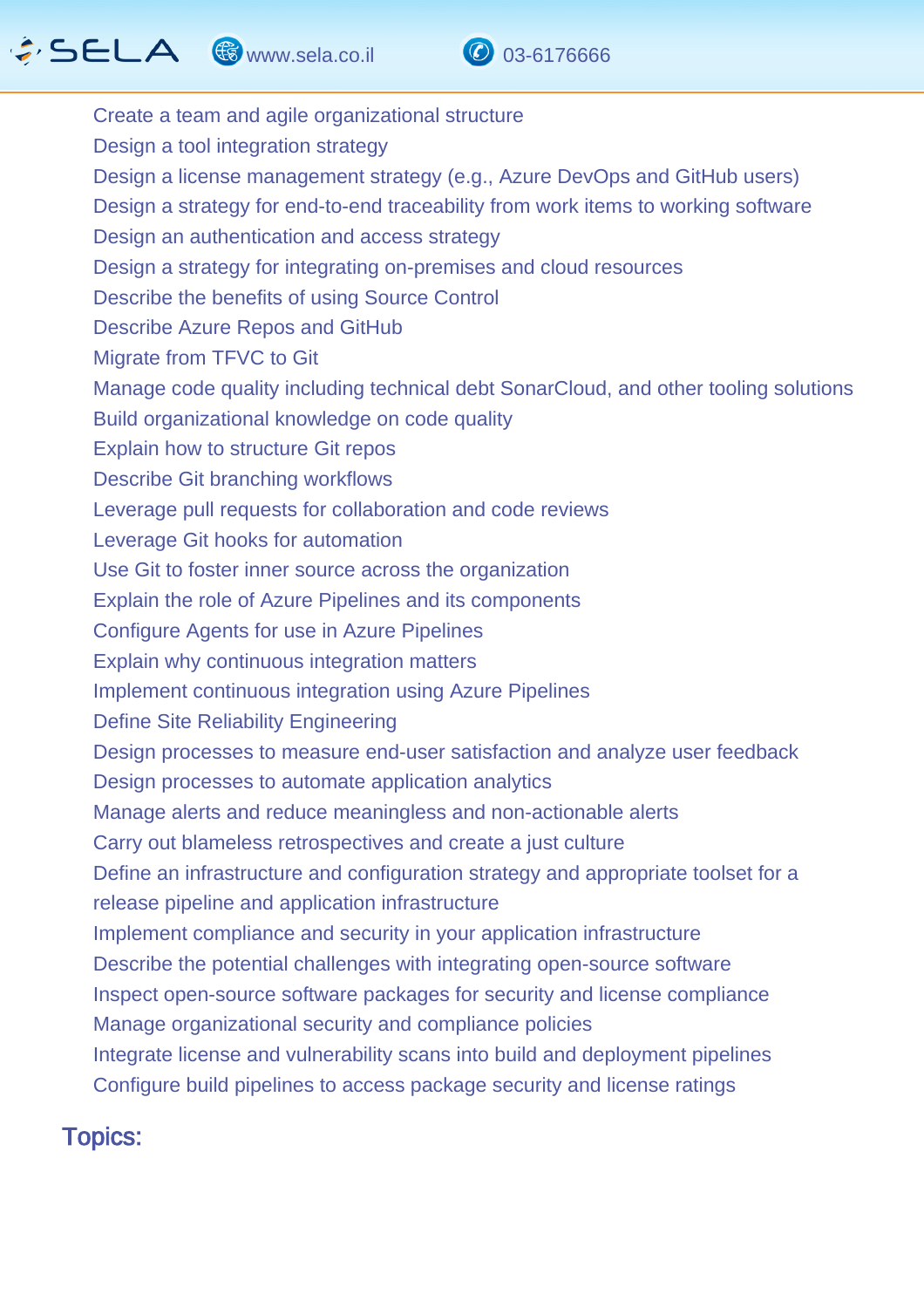- Create a team and agile organizational structure
- Design a tool integration strategy
- Design a license management strategy (e.g., Azure DevOps and GitHub users)
- Design a strategy for end-to-end traceability from work items to working software
- Design an authentication and access strategy
- Design a strategy for integrating on-premises and cloud resources
- Describe the benefits of using Source Control
- Describe Azure Repos and GitHub
- Migrate from TFVC to Git
- Manage code quality including technical debt SonarCloud, and other tooling solutions
- Build organizational knowledge on code quality
- Explain how to structure Git repos
- Describe Git branching workflows
- Leverage pull requests for collaboration and code reviews
- Leverage Git hooks for automation
- Use Git to foster inner source across the organization
- Explain the role of Azure Pipelines and its components
- Configure Agents for use in Azure Pipelines
- Explain why continuous integration matters
- Implement continuous integration using Azure Pipelines
- Define Site Reliability Engineering
- Design processes to measure end-user satisfaction and analyze user feedback
- Design processes to automate application analytics
- Manage alerts and reduce meaningless and non-actionable alerts
- Carry out blameless retrospectives and create a just culture
- Define an infrastructure and configuration strategy and appropriate toolset for a release pipeline and application infrastructure
- Implement compliance and security in your application infrastructure
- Describe the potential challenges with integrating open-source software
- Inspect open-source software packages for security and license compliance
- Manage organizational security and compliance policies
- Integrate license and vulnerability scans into build and deployment pipelines
- Configure build pipelines to access package security and license ratings

## Topics: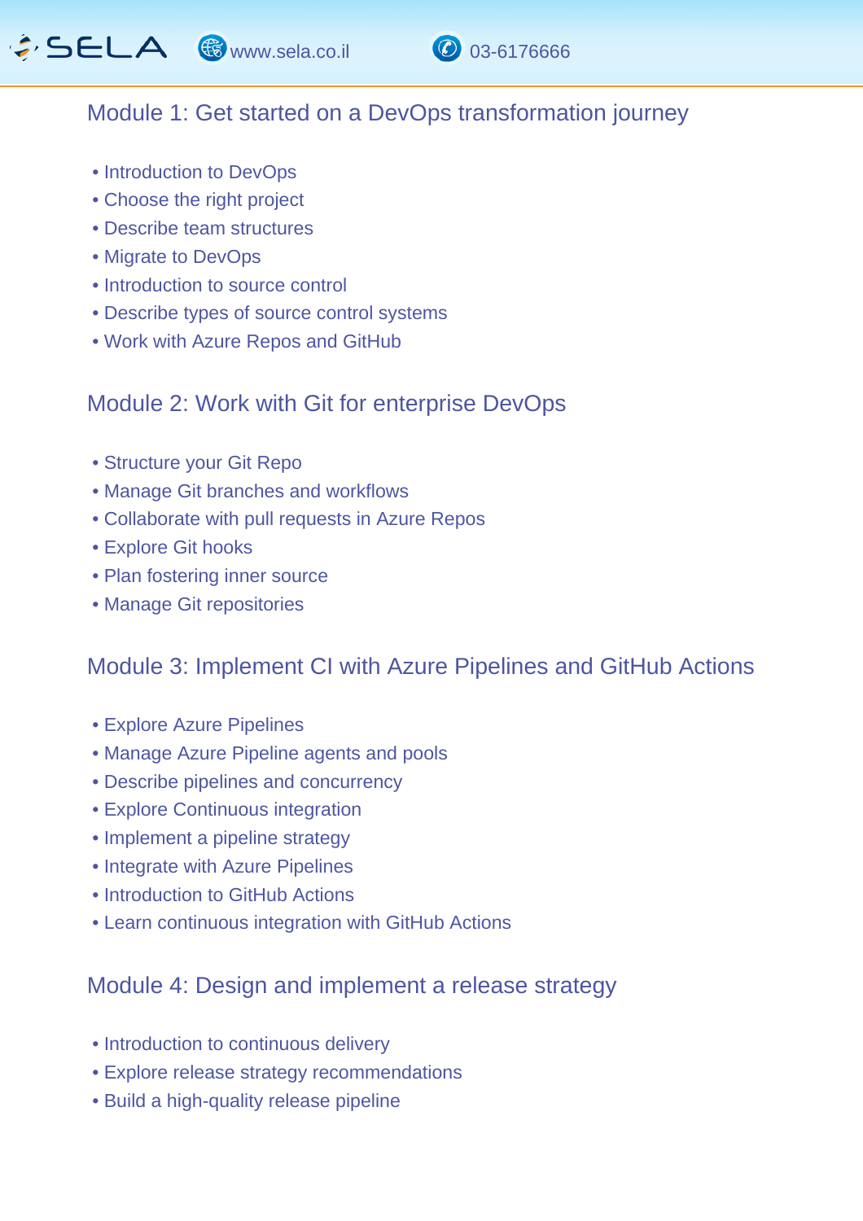## Module 1: Get started on a DevOps transformation journey

- Introduction to DevOps
- Choose the right project
- Describe team structures
- Migrate to DevOps
- Introduction to source control
- Describe types of source control systems
- Work with Azure Repos and GitHub

## Module 2: Work with Git for enterprise DevOps

- Structure your Git Repo
- Manage Git branches and workflows
- Collaborate with pull requests in Azure Repos
- Explore Git hooks
- Plan fostering inner source
- Manage Git repositories

## Module 3: Implement CI with Azure Pipelines and GitHub Actions

- Explore Azure Pipelines
- Manage Azure Pipeline agents and pools
- Describe pipelines and concurrency
- Explore Continuous integration
- Implement a pipeline strategy
- Integrate with Azure Pipelines
- Introduction to GitHub Actions
- Learn continuous integration with GitHub Actions

## Module 4: Design and implement a release strategy

- Introduction to continuous delivery
- Explore release strategy recommendations
- Build a high-quality release pipeline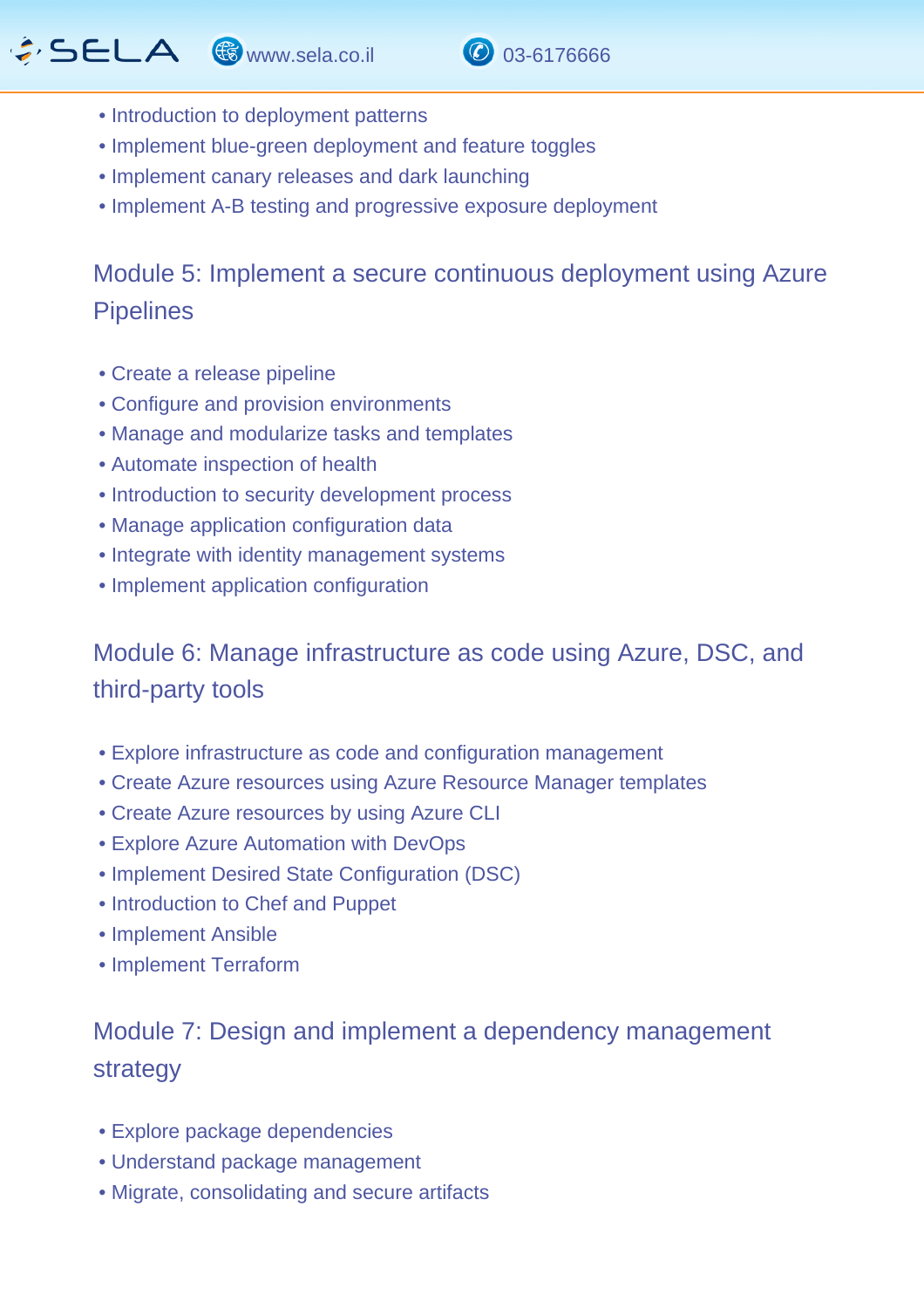- Introduction to deployment patterns
- Implement blue-green deployment and feature toggles
- Implement canary releases and dark launching
- Implement A-B testing and progressive exposure deployment

## Module 5: Implement a secure continuous deployment using Azure Pipelines

- Create a release pipeline
- Configure and provision environments
- Manage and modularize tasks and templates
- Automate inspection of health
- Introduction to security development process
- Manage application configuration data
- Integrate with identity management systems
- Implement application configuration

## Module 6: Manage infrastructure as code using Azure, DSC, and third-party tools

- Explore infrastructure as code and configuration management
- Create Azure resources using Azure Resource Manager templates
- Create Azure resources by using Azure CLI
- Explore Azure Automation with DevOps
- Implement Desired State Configuration (DSC)
- Introduction to Chef and Puppet
- Implement Ansible
- Implement Terraform

## Module 7: Design and implement a dependency management strategy

- Explore package dependencies
- Understand package management
- Migrate, consolidating and secure artifacts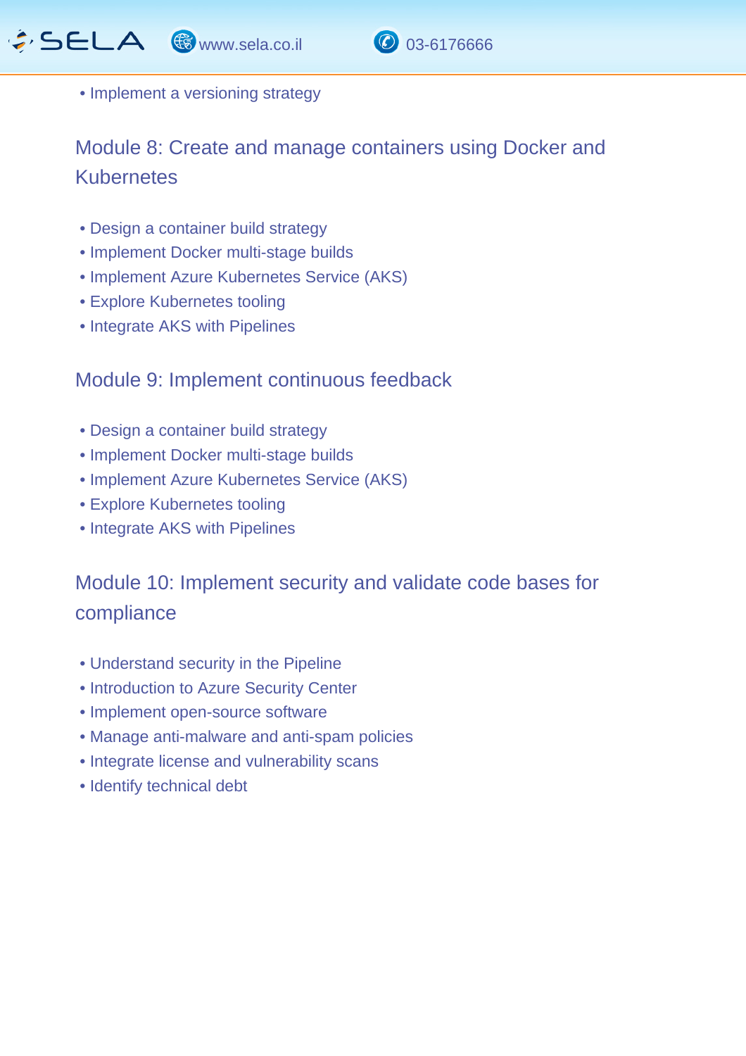- Implement a versioning strategy

## Module 8: Create and manage containers using Docker and Kubernetes

- Design a container build strategy
- Implement Docker multi-stage builds
- Implement Azure Kubernetes Service (AKS)
- Explore Kubernetes tooling
- Integrate AKS with Pipelines

## Module 9: Implement continuous feedback

- Design a container build strategy
- Implement Docker multi-stage builds
- Implement Azure Kubernetes Service (AKS)
- Explore Kubernetes tooling
- Integrate AKS with Pipelines

## Module 10: Implement security and validate code bases for compliance

- Understand security in the Pipeline
- Introduction to Azure Security Center
- Implement open-source software
- Manage anti-malware and anti-spam policies
- Integrate license and vulnerability scans
- Identify technical debt